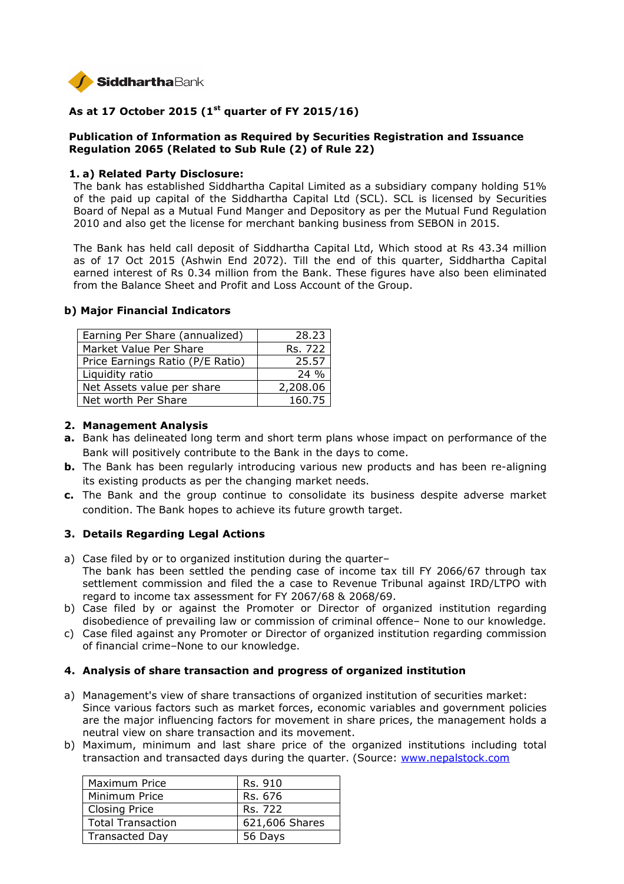SiddharthaBank

## As at 17 October 2015 (1st quarter of FY 2015/16)

### Publication of Information as Required by Securities Registration and Issuance Regulation 2065 (Related to Sub Rule (2) of Rule 22)

**1. a) Related Party Disclosure:**

The bank has established Siddhartha Capital Limited as a subsidiary company holding 51% of the paid up capital of the Siddhartha Capital Ltd (SCL). SCL is licensed by Securities Board of Nepal as a Mutual Fund Manger and Depository as per the Mutual Fund Regulation 2010 and also get the license for merchant banking business from SEBON in 2015.

The Bank has held call deposit of Siddhartha Capital Ltd, Which stood at Rs 43.34 million as of 17 Oct 2015 (Ashwin End 2072). Till the end of this quarter, Siddhartha Capital earned interest of Rs 0.34 million from the Bank. These figures have also been eliminated from the Balance Sheet and Profit and Loss Account of the Group.

**b) Major Financial Indicators**

| Earning Per Share (annualized) | 28.23 |
|---|---|
| Market Value Per Share | Rs. 722 |
| Price Earnings Ratio (P/E Ratio) | 25.57 |
| Liquidity ratio | 24 % |
| Net Assets value per share | 2,208.06 |
| Net worth Per Share | 160.75 |

**2. Management Analysis**

**a.** Bank has delineated long term and short term plans whose impact on performance of the Bank will positively contribute to the Bank in the days to come.

**b.** The Bank has been regularly introducing various new products and has been re-aligning its existing products as per the changing market needs.

**c.** The Bank and the group continue to consolidate its business despite adverse market condition. The Bank hopes to achieve its future growth target.

**3. Details Regarding Legal Actions**

a) Case filed by or to organized institution during the quarter–
The bank has been settled the pending case of income tax till FY 2066/67 through tax settlement commission and filed the a case to Revenue Tribunal against IRD/LTPO with regard to income tax assessment for FY 2067/68 & 2068/69.

b) Case filed by or against the Promoter or Director of organized institution regarding disobedience of prevailing law or commission of criminal offence– None to our knowledge.

c) Case filed against any Promoter or Director of organized institution regarding commission of financial crime–None to our knowledge.

**4. Analysis of share transaction and progress of organized institution**

a) Management's view of share transactions of organized institution of securities market:
Since various factors such as market forces, economic variables and government policies are the major influencing factors for movement in share prices, the management holds a neutral view on share transaction and its movement.

b) Maximum, minimum and last share price of the organized institutions including total transaction and transacted days during the quarter. (Source: www.nepalstock.com

| Maximum Price | Rs. 910 |
|---|---|
| Minimum Price | Rs. 676 |
| Closing Price | Rs. 722 |
| Total Transaction | 621,606 Shares |
| Transacted Day | 56 Days |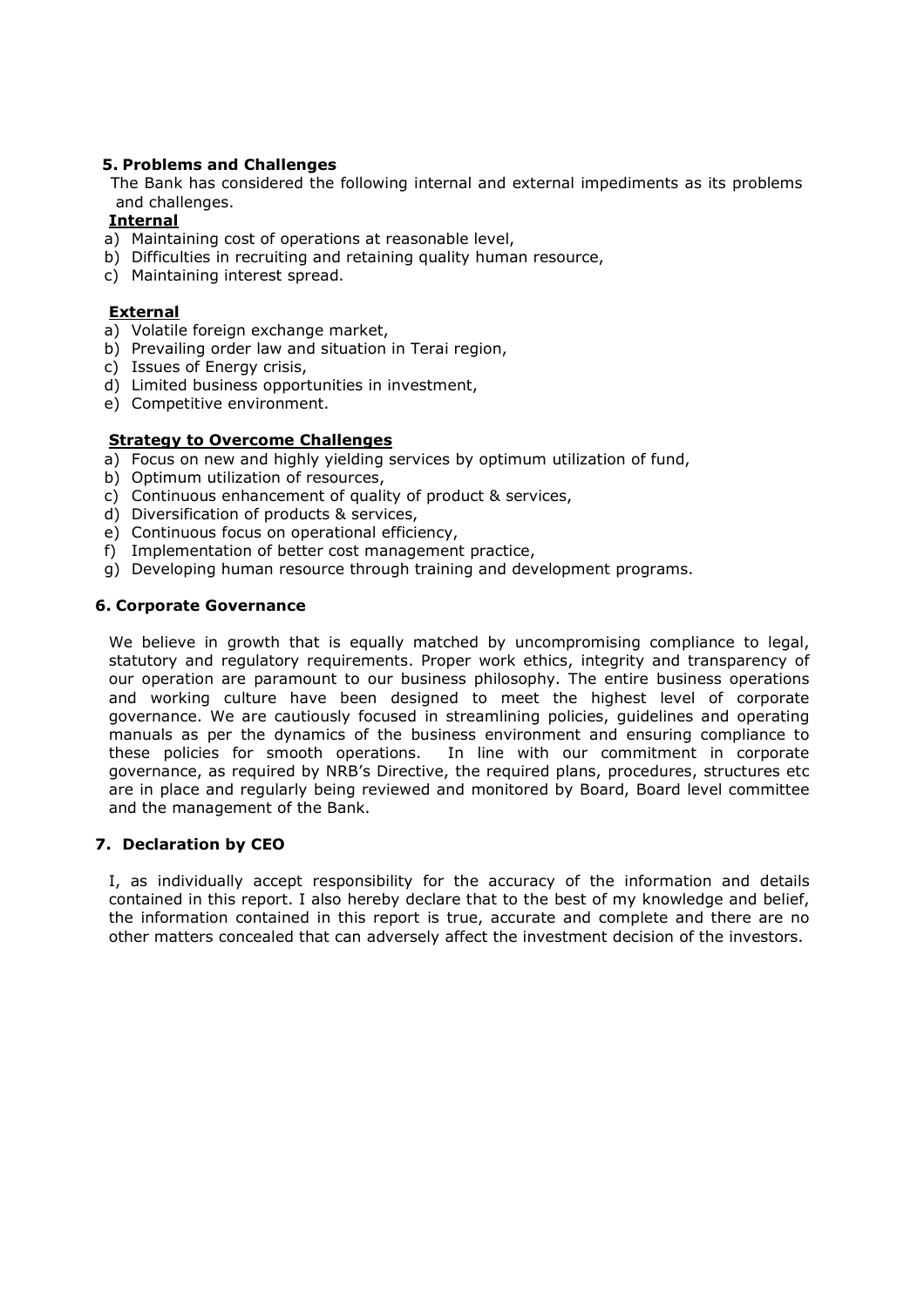## 5. Problems and Challenges

The Bank has considered the following internal and external impediments as its problems and challenges.

**Internal**

a) Maintaining cost of operations at reasonable level,
b) Difficulties in recruiting and retaining quality human resource,
c) Maintaining interest spread.

**External**

a) Volatile foreign exchange market,
b) Prevailing order law and situation in Terai region,
c) Issues of Energy crisis,
d) Limited business opportunities in investment,
e) Competitive environment.

**Strategy to Overcome Challenges**

a) Focus on new and highly yielding services by optimum utilization of fund,
b) Optimum utilization of resources,
c) Continuous enhancement of quality of product & services,
d) Diversification of products & services,
e) Continuous focus on operational efficiency,
f) Implementation of better cost management practice,
g) Developing human resource through training and development programs.

## 6. Corporate Governance

We believe in growth that is equally matched by uncompromising compliance to legal, statutory and regulatory requirements. Proper work ethics, integrity and transparency of our operation are paramount to our business philosophy. The entire business operations and working culture have been designed to meet the highest level of corporate governance. We are cautiously focused in streamlining policies, guidelines and operating manuals as per the dynamics of the business environment and ensuring compliance to these policies for smooth operations. In line with our commitment in corporate governance, as required by NRB's Directive, the required plans, procedures, structures etc are in place and regularly being reviewed and monitored by Board, Board level committee and the management of the Bank.

## 7. Declaration by CEO

I, as individually accept responsibility for the accuracy of the information and details contained in this report. I also hereby declare that to the best of my knowledge and belief, the information contained in this report is true, accurate and complete and there are no other matters concealed that can adversely affect the investment decision of the investors.